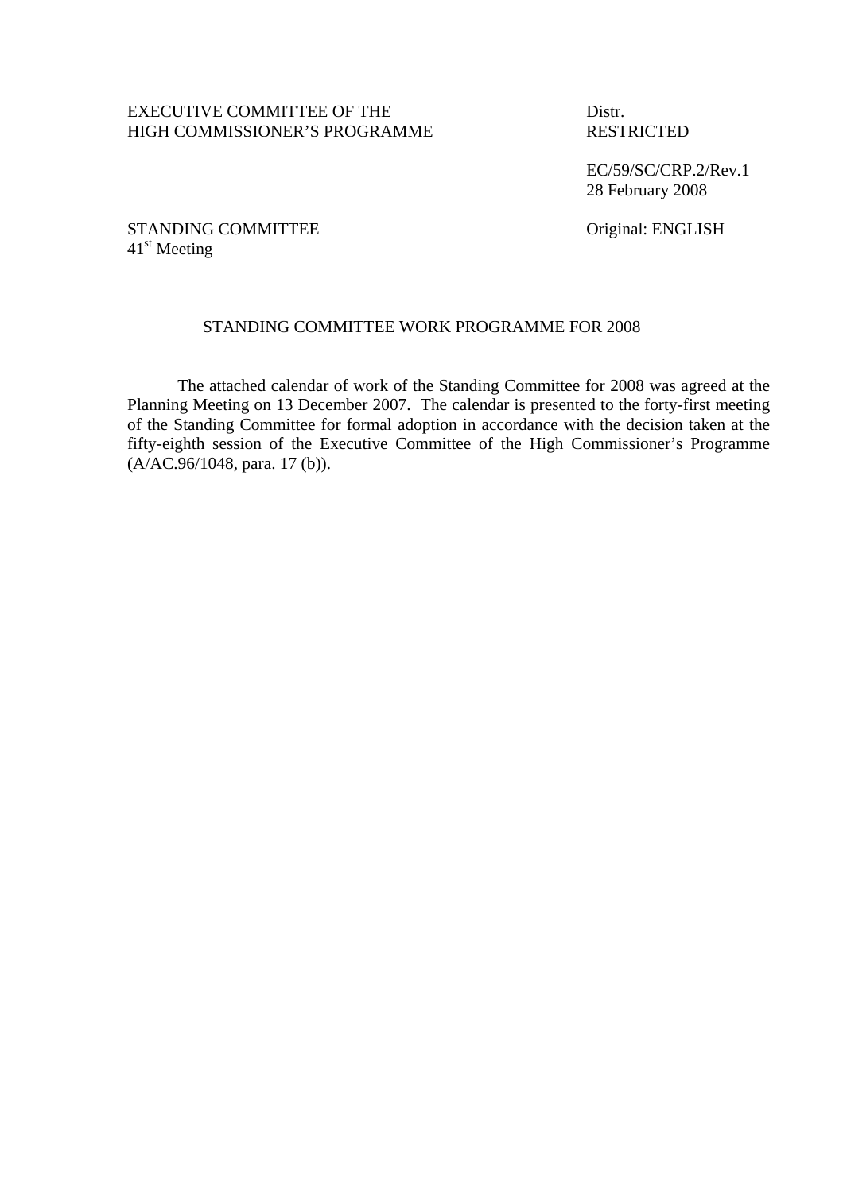EXECUTIVE COMMITTEE OF THE HIGH COMMISSIONER'S PROGRAMME

Distr. RESTRICTED

EC/59/SC/CRP.2/Rev.1
28 February 2008

STANDING COMMITTEE
41st Meeting

Original: ENGLISH

## STANDING COMMITTEE WORK PROGRAMME FOR 2008

The attached calendar of work of the Standing Committee for 2008 was agreed at the Planning Meeting on 13 December 2007. The calendar is presented to the forty-first meeting of the Standing Committee for formal adoption in accordance with the decision taken at the fifty-eighth session of the Executive Committee of the High Commissioner's Programme (A/AC.96/1048, para. 17 (b)).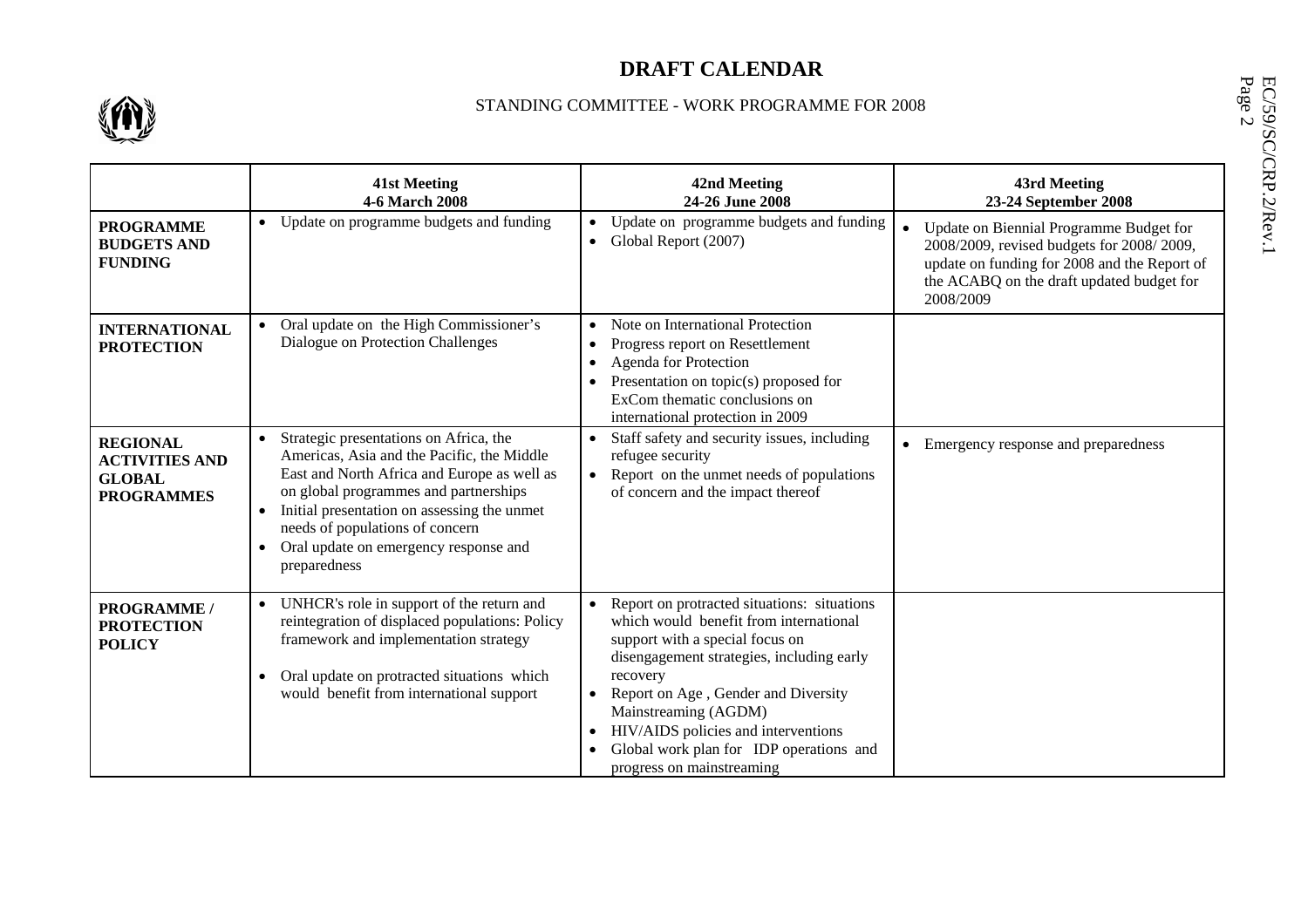# DRAFT CALENDAR

STANDING COMMITTEE - WORK PROGRAMME FOR 2008

| | **41st Meeting**<br>**4-6 March 2008** | **42nd Meeting**<br>**24-26 June 2008** | **43rd Meeting**<br>**23-24 September 2008** |
|---|---|---|---|
| **PROGRAMME BUDGETS AND FUNDING** | • Update on programme budgets and funding | • Update on programme budgets and funding<br>• Global Report (2007) | • Update on Biennial Programme Budget for 2008/2009, revised budgets for 2008/ 2009, update on funding for 2008 and the Report of the ACABQ on the draft updated budget for 2008/2009 |
| **INTERNATIONAL PROTECTION** | • Oral update on the High Commissioner's Dialogue on Protection Challenges | • Note on International Protection<br>• Progress report on Resettlement<br>• Agenda for Protection<br>• Presentation on topic(s) proposed for ExCom thematic conclusions on international protection in 2009 | |
| **REGIONAL ACTIVITIES AND GLOBAL PROGRAMMES** | • Strategic presentations on Africa, the Americas, Asia and the Pacific, the Middle East and North Africa and Europe as well as on global programmes and partnerships<br>• Initial presentation on assessing the unmet needs of populations of concern<br>• Oral update on emergency response and preparedness | • Staff safety and security issues, including refugee security<br>• Report on the unmet needs of populations of concern and the impact thereof | • Emergency response and preparedness |
| **PROGRAMME / PROTECTION POLICY** | • UNHCR's role in support of the return and reintegration of displaced populations: Policy framework and implementation strategy<br>• Oral update on protracted situations which would benefit from international support | • Report on protracted situations: situations which would benefit from international support with a special focus on disengagement strategies, including early recovery<br>• Report on Age , Gender and Diversity Mainstreaming (AGDM)<br>• HIV/AIDS policies and interventions<br>• Global work plan for IDP operations and progress on mainstreaming | |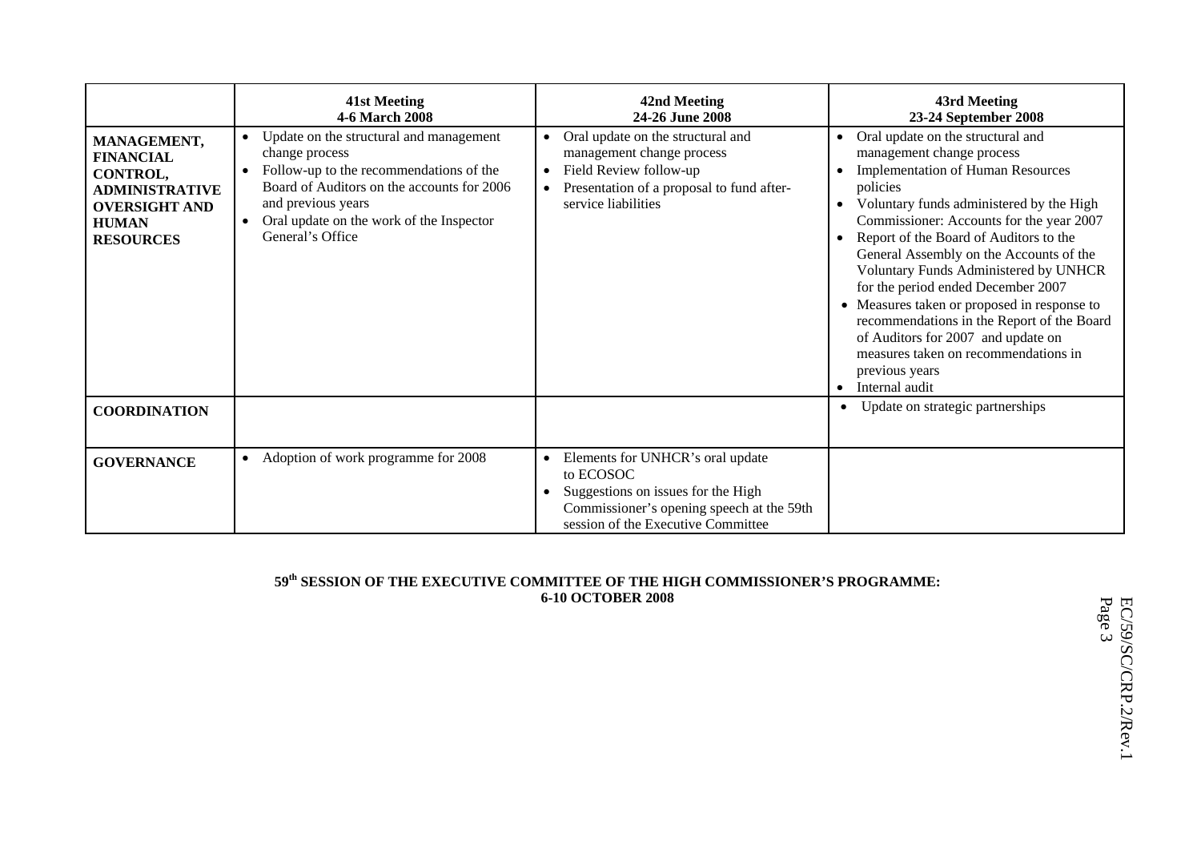| | 41st Meeting 4-6 March 2008 | 42nd Meeting 24-26 June 2008 | 43rd Meeting 23-24 September 2008 |
|---|---|---|---|
| **MANAGEMENT, FINANCIAL CONTROL, ADMINISTRATIVE OVERSIGHT AND HUMAN RESOURCES** | • Update on the structural and management change process<br>• Follow-up to the recommendations of the Board of Auditors on the accounts for 2006 and previous years<br>• Oral update on the work of the Inspector General's Office | • Oral update on the structural and management change process<br>• Field Review follow-up<br>• Presentation of a proposal to fund after-service liabilities | • Oral update on the structural and management change process<br>• Implementation of Human Resources policies<br>• Voluntary funds administered by the High Commissioner: Accounts for the year 2007<br>• Report of the Board of Auditors to the General Assembly on the Accounts of the Voluntary Funds Administered by UNHCR for the period ended December 2007<br>• Measures taken or proposed in response to recommendations in the Report of the Board of Auditors for 2007 and update on measures taken on recommendations in previous years<br>• Internal audit |
| **COORDINATION** | | | • Update on strategic partnerships |
| **GOVERNANCE** | • Adoption of work programme for 2008 | • Elements for UNHCR's oral update to ECOSOC<br>• Suggestions on issues for the High Commissioner's opening speech at the 59th session of the Executive Committee | |

**59th SESSION OF THE EXECUTIVE COMMITTEE OF THE HIGH COMMISSIONER'S PROGRAMME: 6-10 OCTOBER 2008**